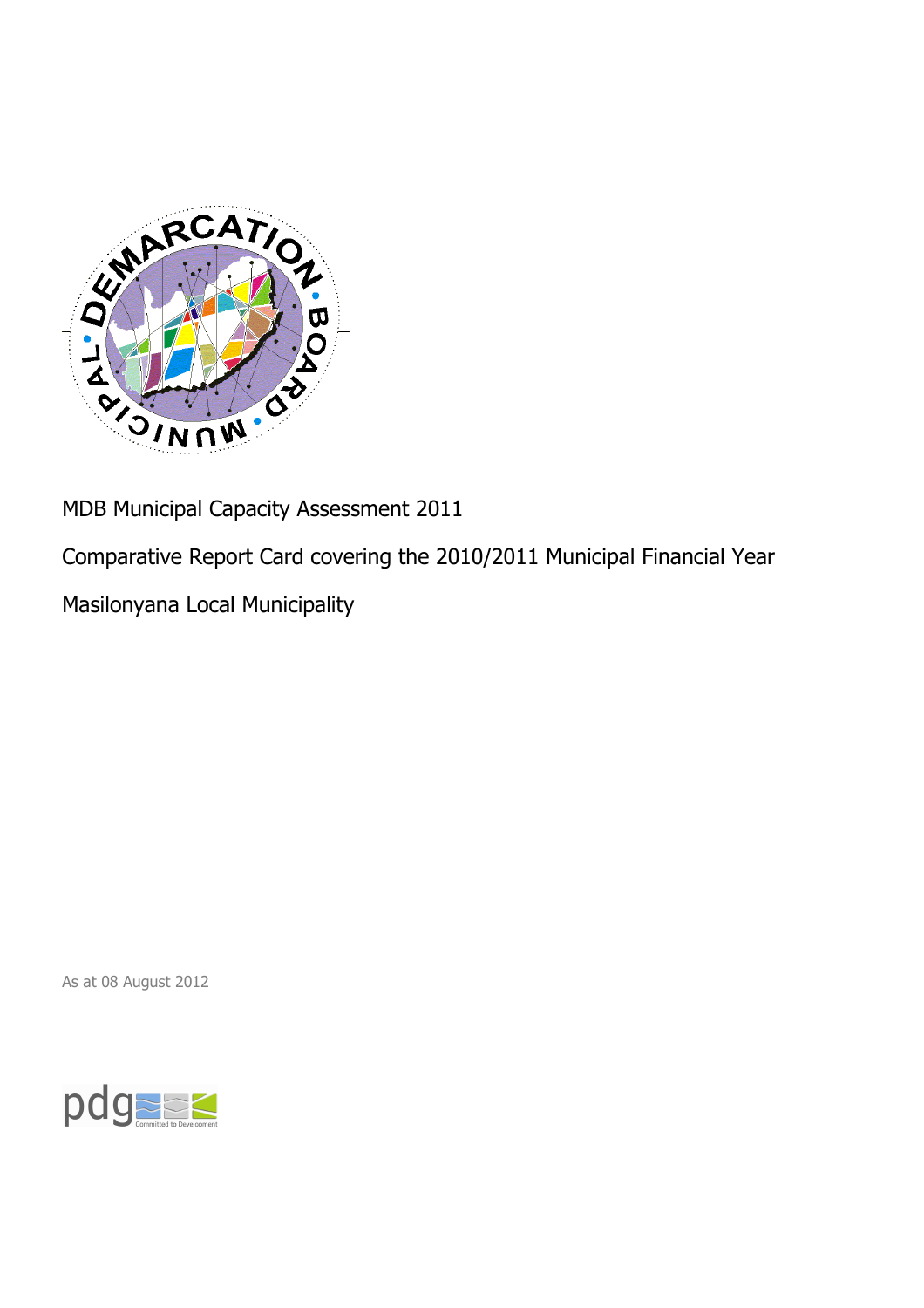MDB Municipal Capacity Assessment 2011

Comparative Report Card covering the 2010/2011 Municipal Financial Year

Masilonyana Local Municipality

As at 08 August 2012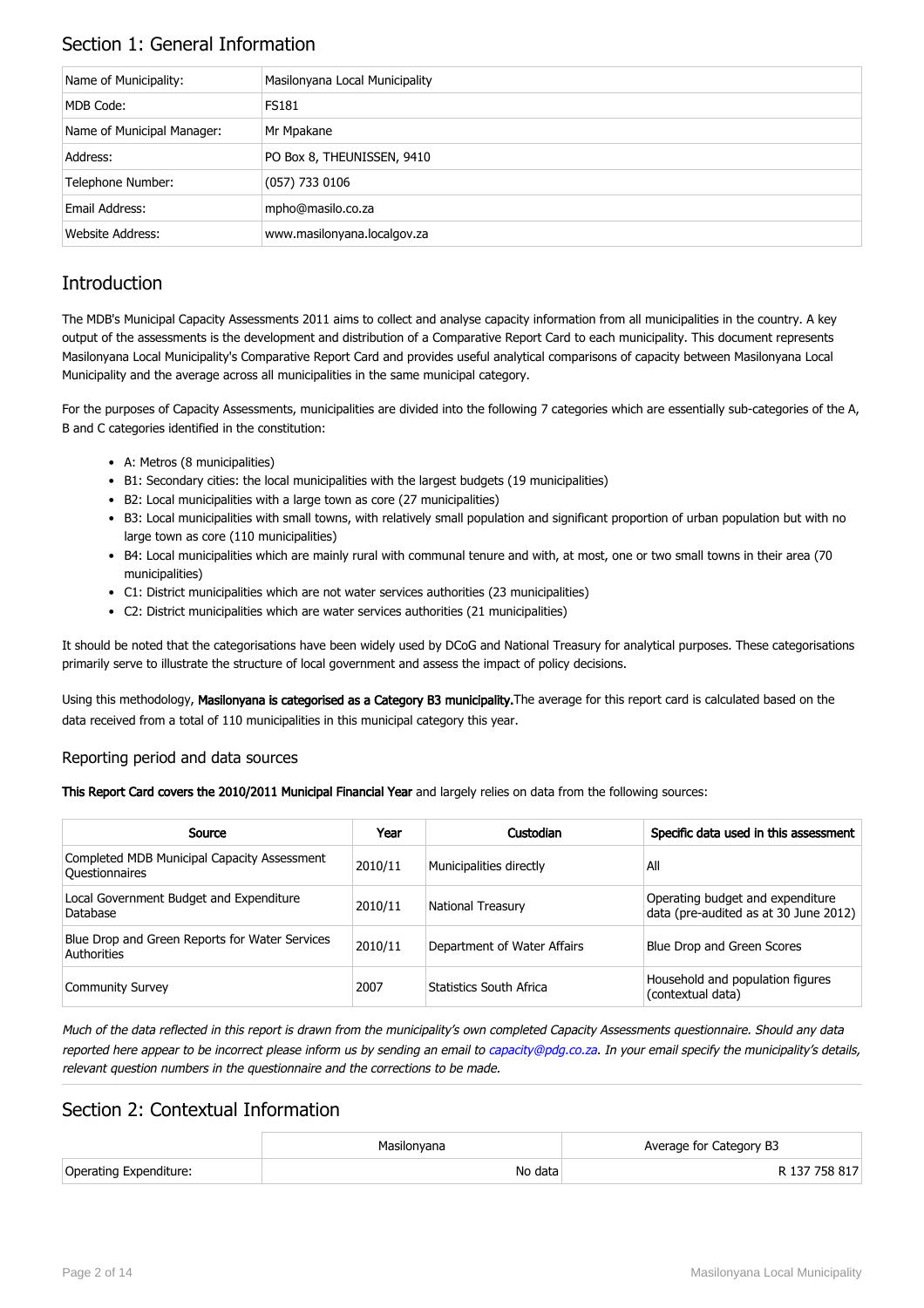## Section 1: General Information

| Name of Municipality: | Masilonyana Local Municipality |
|---|---|
| MDB Code: | FS181 |
| Name of Municipal Manager: | Mr Mpakane |
| Address: | PO Box 8, THEUNISSEN, 9410 |
| Telephone Number: | (057) 733 0106 |
| Email Address: | mpho@masilo.co.za |
| Website Address: | www.masilonyana.localgov.za |

## Introduction

The MDB's Municipal Capacity Assessments 2011 aims to collect and analyse capacity information from all municipalities in the country. A key output of the assessments is the development and distribution of a Comparative Report Card to each municipality. This document represents Masilonyana Local Municipality's Comparative Report Card and provides useful analytical comparisons of capacity between Masilonyana Local Municipality and the average across all municipalities in the same municipal category.

For the purposes of Capacity Assessments, municipalities are divided into the following 7 categories which are essentially sub-categories of the A, B and C categories identified in the constitution:

- A: Metros (8 municipalities)
- B1: Secondary cities: the local municipalities with the largest budgets (19 municipalities)
- B2: Local municipalities with a large town as core (27 municipalities)
- B3: Local municipalities with small towns, with relatively small population and significant proportion of urban population but with no large town as core (110 municipalities)
- B4: Local municipalities which are mainly rural with communal tenure and with, at most, one or two small towns in their area (70 municipalities)
- C1: District municipalities which are not water services authorities (23 municipalities)
- C2: District municipalities which are water services authorities (21 municipalities)

It should be noted that the categorisations have been widely used by DCoG and National Treasury for analytical purposes. These categorisations primarily serve to illustrate the structure of local government and assess the impact of policy decisions.

Using this methodology, **Masilonyana is categorised as a Category B3 municipality.** The average for this report card is calculated based on the data received from a total of 110 municipalities in this municipal category this year.

### Reporting period and data sources

**This Report Card covers the 2010/2011 Municipal Financial Year** and largely relies on data from the following sources:

| Source | Year | Custodian | Specific data used in this assessment |
|---|---|---|---|
| Completed MDB Municipal Capacity Assessment Questionnaires | 2010/11 | Municipalities directly | All |
| Local Government Budget and Expenditure Database | 2010/11 | National Treasury | Operating budget and expenditure data (pre-audited as at 30 June 2012) |
| Blue Drop and Green Reports for Water Services Authorities | 2010/11 | Department of Water Affairs | Blue Drop and Green Scores |
| Community Survey | 2007 | Statistics South Africa | Household and population figures (contextual data) |

*Much of the data reflected in this report is drawn from the municipality's own completed Capacity Assessments questionnaire. Should any data reported here appear to be incorrect please inform us by sending an email to capacity@pdg.co.za. In your email specify the municipality's details, relevant question numbers in the questionnaire and the corrections to be made.*

## Section 2: Contextual Information

| | Masilonyana | Average for Category B3 |
|---|---|---|
| Operating Expenditure: | No data | R 137 758 817 |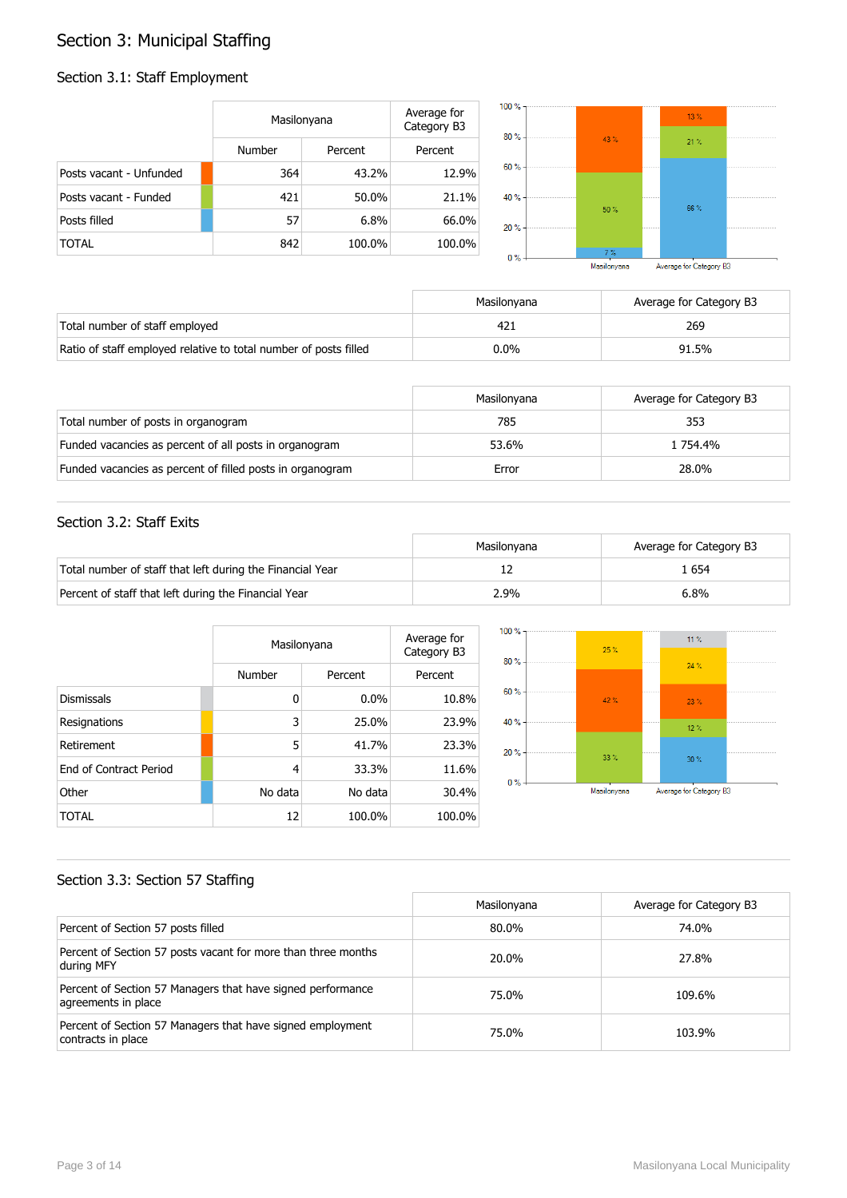# Section 3: Municipal Staffing

## Section 3.1: Staff Employment

| | Masilonyana | | Average for Category B3 |
|---|---|---|---|
| | Number | Percent | Percent |
| Posts vacant - Unfunded | 364 | 43.2% | 12.9% |
| Posts vacant - Funded | 421 | 50.0% | 21.1% |
| Posts filled | 57 | 6.8% | 66.0% |
| TOTAL | 842 | 100.0% | 100.0% |

| | Masilonyana | Average for Category B3 |
|---|---|---|
| Total number of staff employed | 421 | 269 |
| Ratio of staff employed relative to total number of posts filled | 0.0% | 91.5% |

| | Masilonyana | Average for Category B3 |
|---|---|---|
| Total number of posts in organogram | 785 | 353 |
| Funded vacancies as percent of all posts in organogram | 53.6% | 1 754.4% |
| Funded vacancies as percent of filled posts in organogram | Error | 28.0% |

## Section 3.2: Staff Exits

| | Masilonyana | Average for Category B3 |
|---|---|---|
| Total number of staff that left during the Financial Year | 12 | 1 654 |
| Percent of staff that left during the Financial Year | 2.9% | 6.8% |

| | Masilonyana | | Average for Category B3 |
|---|---|---|---|
| | Number | Percent | Percent |
| Dismissals | 0 | 0.0% | 10.8% |
| Resignations | 3 | 25.0% | 23.9% |
| Retirement | 5 | 41.7% | 23.3% |
| End of Contract Period | 4 | 33.3% | 11.6% |
| Other | No data | No data | 30.4% |
| TOTAL | 12 | 100.0% | 100.0% |

## Section 3.3: Section 57 Staffing

| | Masilonyana | Average for Category B3 |
|---|---|---|
| Percent of Section 57 posts filled | 80.0% | 74.0% |
| Percent of Section 57 posts vacant for more than three months during MFY | 20.0% | 27.8% |
| Percent of Section 57 Managers that have signed performance agreements in place | 75.0% | 109.6% |
| Percent of Section 57 Managers that have signed employment contracts in place | 75.0% | 103.9% |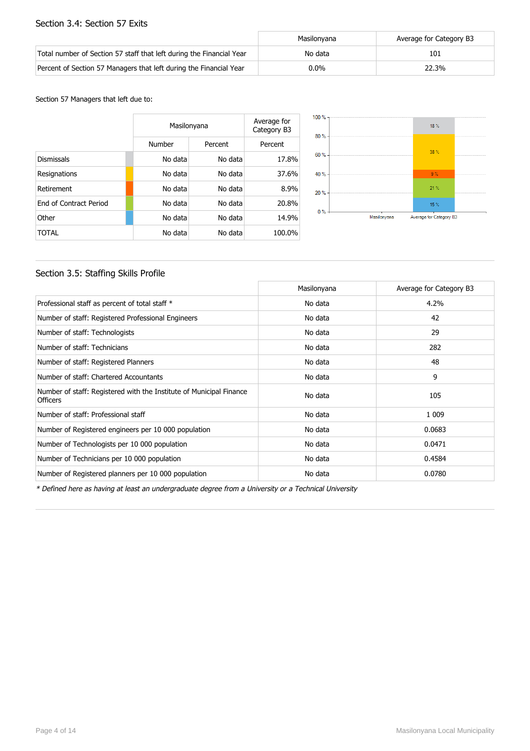## Section 3.4: Section 57 Exits

| | Masilonyana | Average for Category B3 |
|---|---|---|
| Total number of Section 57 staff that left during the Financial Year | No data | 101 |
| Percent of Section 57 Managers that left during the Financial Year | 0.0% | 22.3% |

Section 57 Managers that left due to:

| | Masilonyana | | Average for Category B3 |
|---|---|---|---|
| | Number | Percent | Percent |
| Dismissals | No data | No data | 17.8% |
| Resignations | No data | No data | 37.6% |
| Retirement | No data | No data | 8.9% |
| End of Contract Period | No data | No data | 20.8% |
| Other | No data | No data | 14.9% |
| TOTAL | No data | No data | 100.0% |

## Section 3.5: Staffing Skills Profile

| | Masilonyana | Average for Category B3 |
|---|---|---|
| Professional staff as percent of total staff * | No data | 4.2% |
| Number of staff: Registered Professional Engineers | No data | 42 |
| Number of staff: Technologists | No data | 29 |
| Number of staff: Technicians | No data | 282 |
| Number of staff: Registered Planners | No data | 48 |
| Number of staff: Chartered Accountants | No data | 9 |
| Number of staff: Registered with the Institute of Municipal Finance Officers | No data | 105 |
| Number of staff: Professional staff | No data | 1 009 |
| Number of Registered engineers per 10 000 population | No data | 0.0683 |
| Number of Technologists per 10 000 population | No data | 0.0471 |
| Number of Technicians per 10 000 population | No data | 0.4584 |
| Number of Registered planners per 10 000 population | No data | 0.0780 |

*\* Defined here as having at least an undergraduate degree from a University or a Technical University*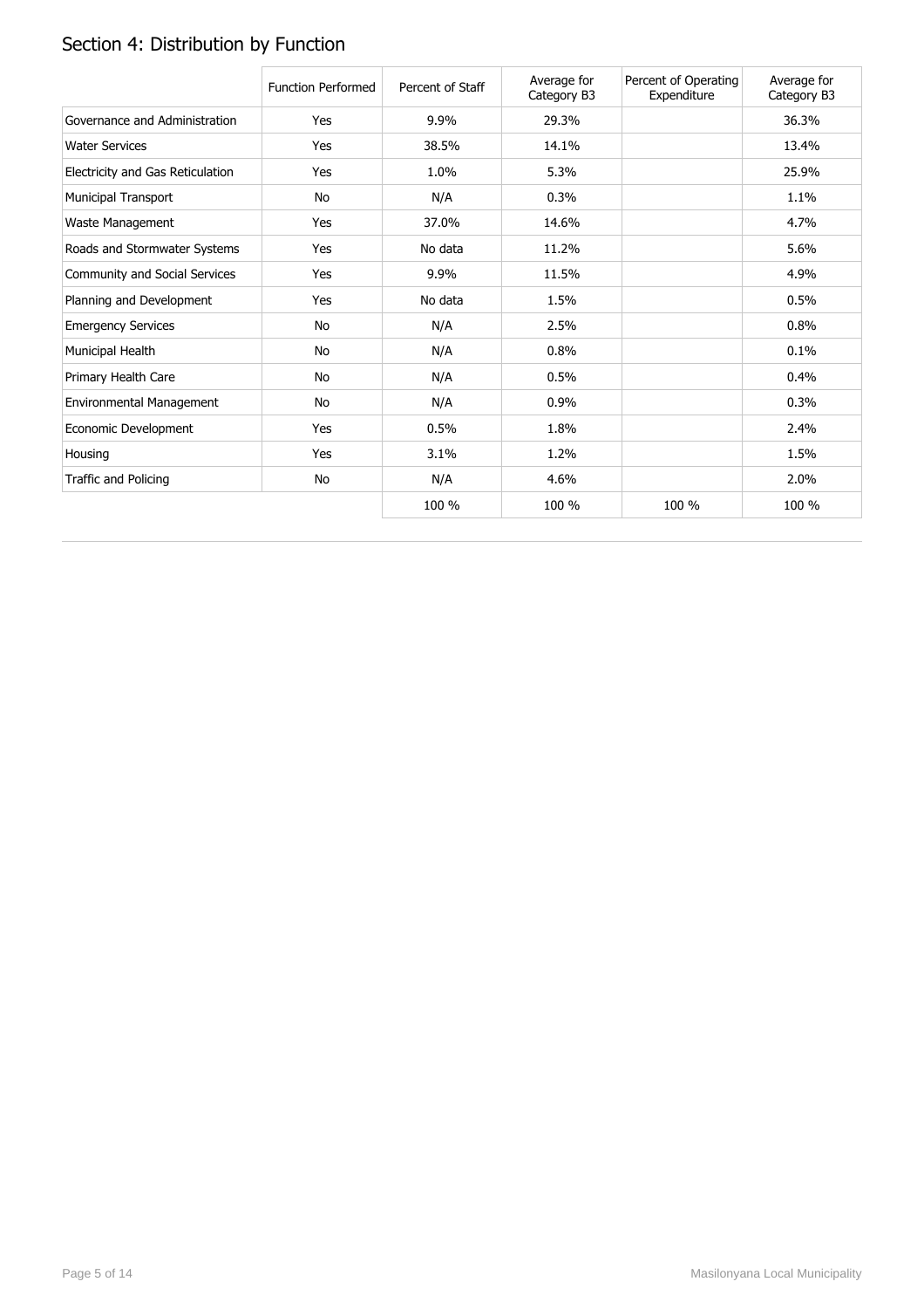## Section 4: Distribution by Function

| | Function Performed | Percent of Staff | Average for Category B3 | Percent of Operating Expenditure | Average for Category B3 |
|---|---|---|---|---|---|
| Governance and Administration | Yes | 9.9% | 29.3% | | 36.3% |
| Water Services | Yes | 38.5% | 14.1% | | 13.4% |
| Electricity and Gas Reticulation | Yes | 1.0% | 5.3% | | 25.9% |
| Municipal Transport | No | N/A | 0.3% | | 1.1% |
| Waste Management | Yes | 37.0% | 14.6% | | 4.7% |
| Roads and Stormwater Systems | Yes | No data | 11.2% | | 5.6% |
| Community and Social Services | Yes | 9.9% | 11.5% | | 4.9% |
| Planning and Development | Yes | No data | 1.5% | | 0.5% |
| Emergency Services | No | N/A | 2.5% | | 0.8% |
| Municipal Health | No | N/A | 0.8% | | 0.1% |
| Primary Health Care | No | N/A | 0.5% | | 0.4% |
| Environmental Management | No | N/A | 0.9% | | 0.3% |
| Economic Development | Yes | 0.5% | 1.8% | | 2.4% |
| Housing | Yes | 3.1% | 1.2% | | 1.5% |
| Traffic and Policing | No | N/A | 4.6% | | 2.0% |
| | | 100 % | 100 % | 100 % | 100 % |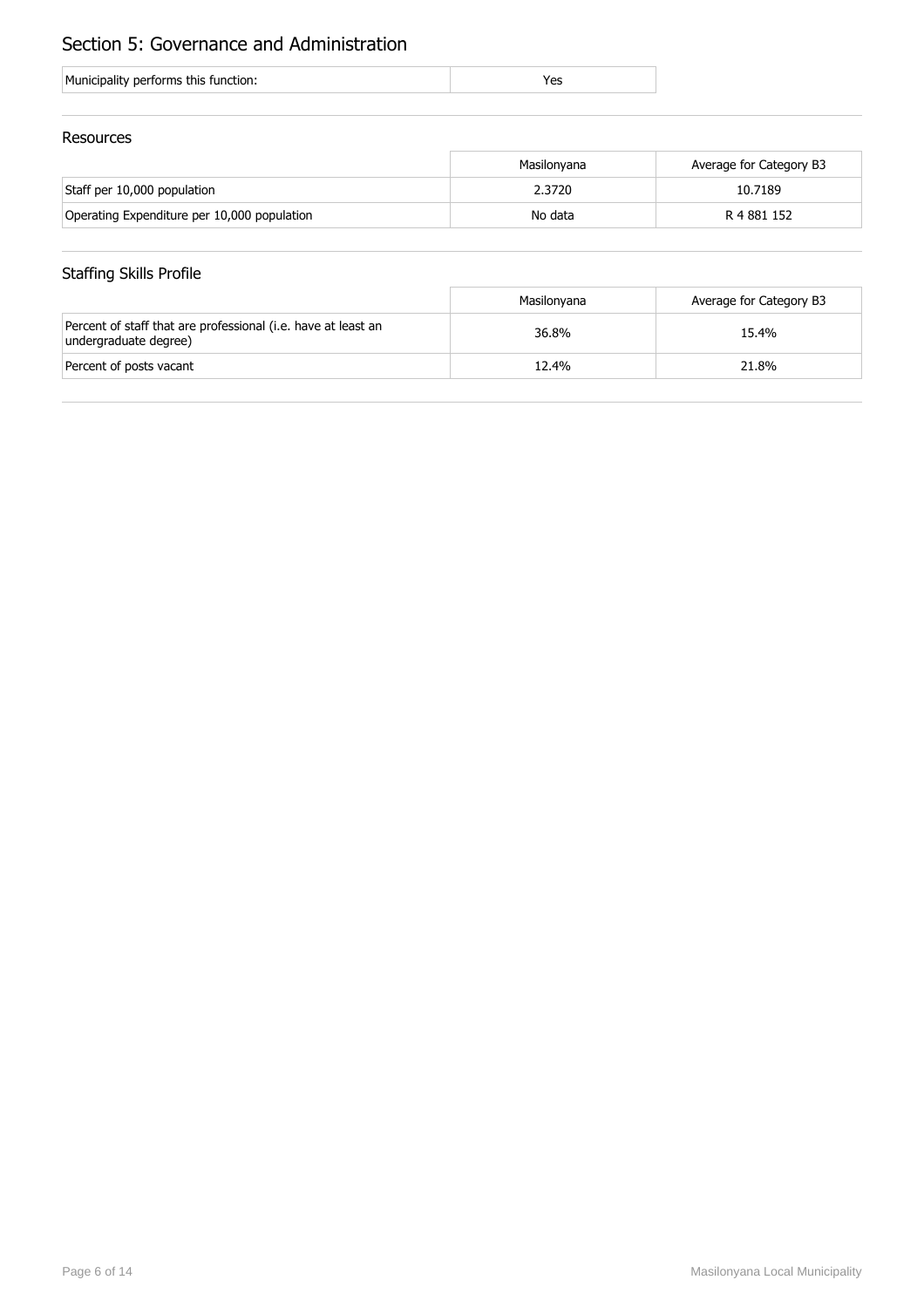## Section 5: Governance and Administration

| Municipality performs this function: | Yes |
| --- | --- |

### Resources

| | Masilonyana | Average for Category B3 |
| --- | --- | --- |
| Staff per 10,000 population | 2.3720 | 10.7189 |
| Operating Expenditure per 10,000 population | No data | R 4 881 152 |

### Staffing Skills Profile

| | Masilonyana | Average for Category B3 |
| --- | --- | --- |
| Percent of staff that are professional (i.e. have at least an undergraduate degree) | 36.8% | 15.4% |
| Percent of posts vacant | 12.4% | 21.8% |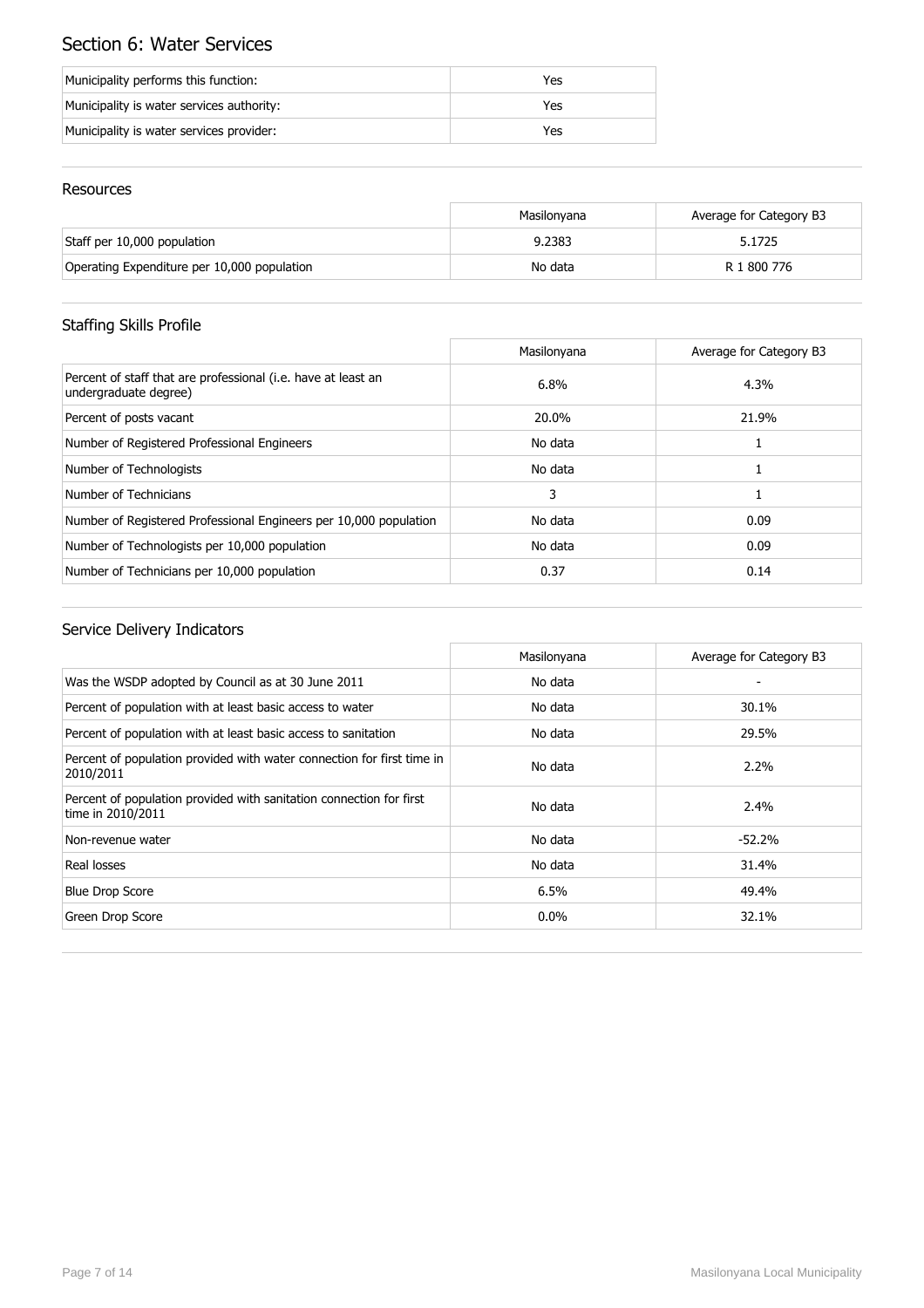## Section 6: Water Services

| | |
|---|---|
| Municipality performs this function: | Yes |
| Municipality is water services authority: | Yes |
| Municipality is water services provider: | Yes |

### Resources

| | Masilonyana | Average for Category B3 |
|---|---|---|
| Staff per 10,000 population | 9.2383 | 5.1725 |
| Operating Expenditure per 10,000 population | No data | R 1 800 776 |

### Staffing Skills Profile

| | Masilonyana | Average for Category B3 |
|---|---|---|
| Percent of staff that are professional (i.e. have at least an undergraduate degree) | 6.8% | 4.3% |
| Percent of posts vacant | 20.0% | 21.9% |
| Number of Registered Professional Engineers | No data | 1 |
| Number of Technologists | No data | 1 |
| Number of Technicians | 3 | 1 |
| Number of Registered Professional Engineers per 10,000 population | No data | 0.09 |
| Number of Technologists per 10,000 population | No data | 0.09 |
| Number of Technicians per 10,000 population | 0.37 | 0.14 |

### Service Delivery Indicators

| | Masilonyana | Average for Category B3 |
|---|---|---|
| Was the WSDP adopted by Council as at 30 June 2011 | No data | - |
| Percent of population with at least basic access to water | No data | 30.1% |
| Percent of population with at least basic access to sanitation | No data | 29.5% |
| Percent of population provided with water connection for first time in 2010/2011 | No data | 2.2% |
| Percent of population provided with sanitation connection for first time in 2010/2011 | No data | 2.4% |
| Non-revenue water | No data | -52.2% |
| Real losses | No data | 31.4% |
| Blue Drop Score | 6.5% | 49.4% |
| Green Drop Score | 0.0% | 32.1% |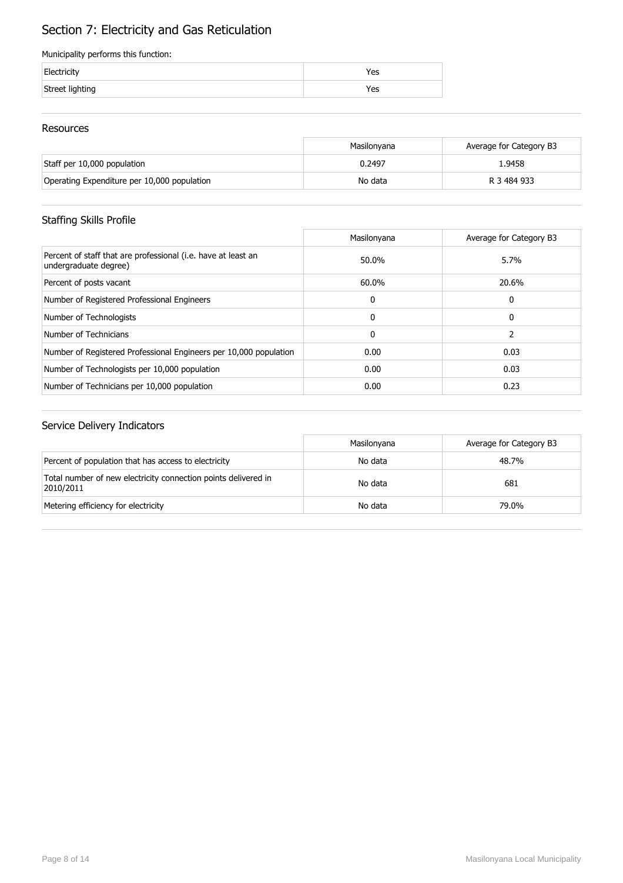# Section 7: Electricity and Gas Reticulation

Municipality performs this function:

| | |
|---|---|
| Electricity | Yes |
| Street lighting | Yes |

## Resources

| | Masilonyana | Average for Category B3 |
|---|---|---|
| Staff per 10,000 population | 0.2497 | 1.9458 |
| Operating Expenditure per 10,000 population | No data | R 3 484 933 |

## Staffing Skills Profile

| | Masilonyana | Average for Category B3 |
|---|---|---|
| Percent of staff that are professional (i.e. have at least an undergraduate degree) | 50.0% | 5.7% |
| Percent of posts vacant | 60.0% | 20.6% |
| Number of Registered Professional Engineers | 0 | 0 |
| Number of Technologists | 0 | 0 |
| Number of Technicians | 0 | 2 |
| Number of Registered Professional Engineers per 10,000 population | 0.00 | 0.03 |
| Number of Technologists per 10,000 population | 0.00 | 0.03 |
| Number of Technicians per 10,000 population | 0.00 | 0.23 |

## Service Delivery Indicators

| | Masilonyana | Average for Category B3 |
|---|---|---|
| Percent of population that has access to electricity | No data | 48.7% |
| Total number of new electricity connection points delivered in 2010/2011 | No data | 681 |
| Metering efficiency for electricity | No data | 79.0% |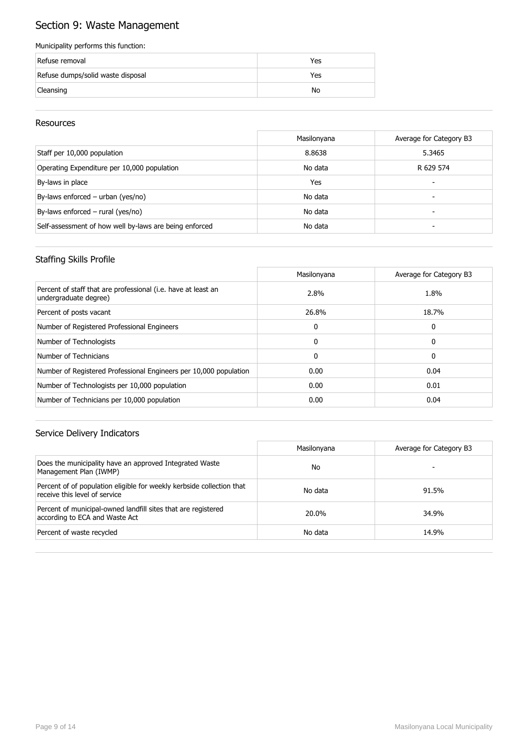# Section 9: Waste Management

Municipality performs this function:

| | |
|---|---|
| Refuse removal | Yes |
| Refuse dumps/solid waste disposal | Yes |
| Cleansing | No |

## Resources

| | Masilonyana | Average for Category B3 |
|---|---|---|
| Staff per 10,000 population | 8.8638 | 5.3465 |
| Operating Expenditure per 10,000 population | No data | R 629 574 |
| By-laws in place | Yes | - |
| By-laws enforced – urban (yes/no) | No data | - |
| By-laws enforced – rural (yes/no) | No data | - |
| Self-assessment of how well by-laws are being enforced | No data | - |

## Staffing Skills Profile

| | Masilonyana | Average for Category B3 |
|---|---|---|
| Percent of staff that are professional (i.e. have at least an undergraduate degree) | 2.8% | 1.8% |
| Percent of posts vacant | 26.8% | 18.7% |
| Number of Registered Professional Engineers | 0 | 0 |
| Number of Technologists | 0 | 0 |
| Number of Technicians | 0 | 0 |
| Number of Registered Professional Engineers per 10,000 population | 0.00 | 0.04 |
| Number of Technologists per 10,000 population | 0.00 | 0.01 |
| Number of Technicians per 10,000 population | 0.00 | 0.04 |

## Service Delivery Indicators

| | Masilonyana | Average for Category B3 |
|---|---|---|
| Does the municipality have an approved Integrated Waste Management Plan (IWMP) | No | - |
| Percent of of population eligible for weekly kerbside collection that receive this level of service | No data | 91.5% |
| Percent of municipal-owned landfill sites that are registered according to ECA and Waste Act | 20.0% | 34.9% |
| Percent of waste recycled | No data | 14.9% |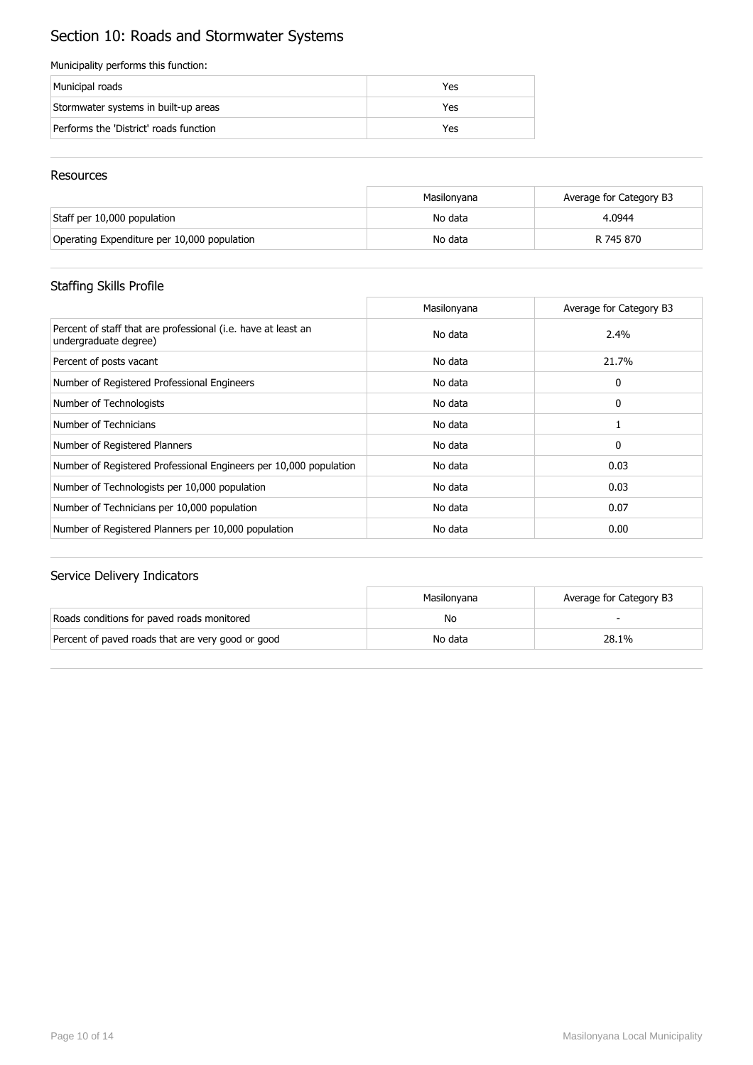# Section 10: Roads and Stormwater Systems

Municipality performs this function:

| | |
|---|---|
| Municipal roads | Yes |
| Stormwater systems in built-up areas | Yes |
| Performs the 'District' roads function | Yes |

## Resources

| | Masilonyana | Average for Category B3 |
|---|---|---|
| Staff per 10,000 population | No data | 4.0944 |
| Operating Expenditure per 10,000 population | No data | R 745 870 |

## Staffing Skills Profile

| | Masilonyana | Average for Category B3 |
|---|---|---|
| Percent of staff that are professional (i.e. have at least an undergraduate degree) | No data | 2.4% |
| Percent of posts vacant | No data | 21.7% |
| Number of Registered Professional Engineers | No data | 0 |
| Number of Technologists | No data | 0 |
| Number of Technicians | No data | 1 |
| Number of Registered Planners | No data | 0 |
| Number of Registered Professional Engineers per 10,000 population | No data | 0.03 |
| Number of Technologists per 10,000 population | No data | 0.03 |
| Number of Technicians per 10,000 population | No data | 0.07 |
| Number of Registered Planners per 10,000 population | No data | 0.00 |

## Service Delivery Indicators

| | Masilonyana | Average for Category B3 |
|---|---|---|
| Roads conditions for paved roads monitored | No | - |
| Percent of paved roads that are very good or good | No data | 28.1% |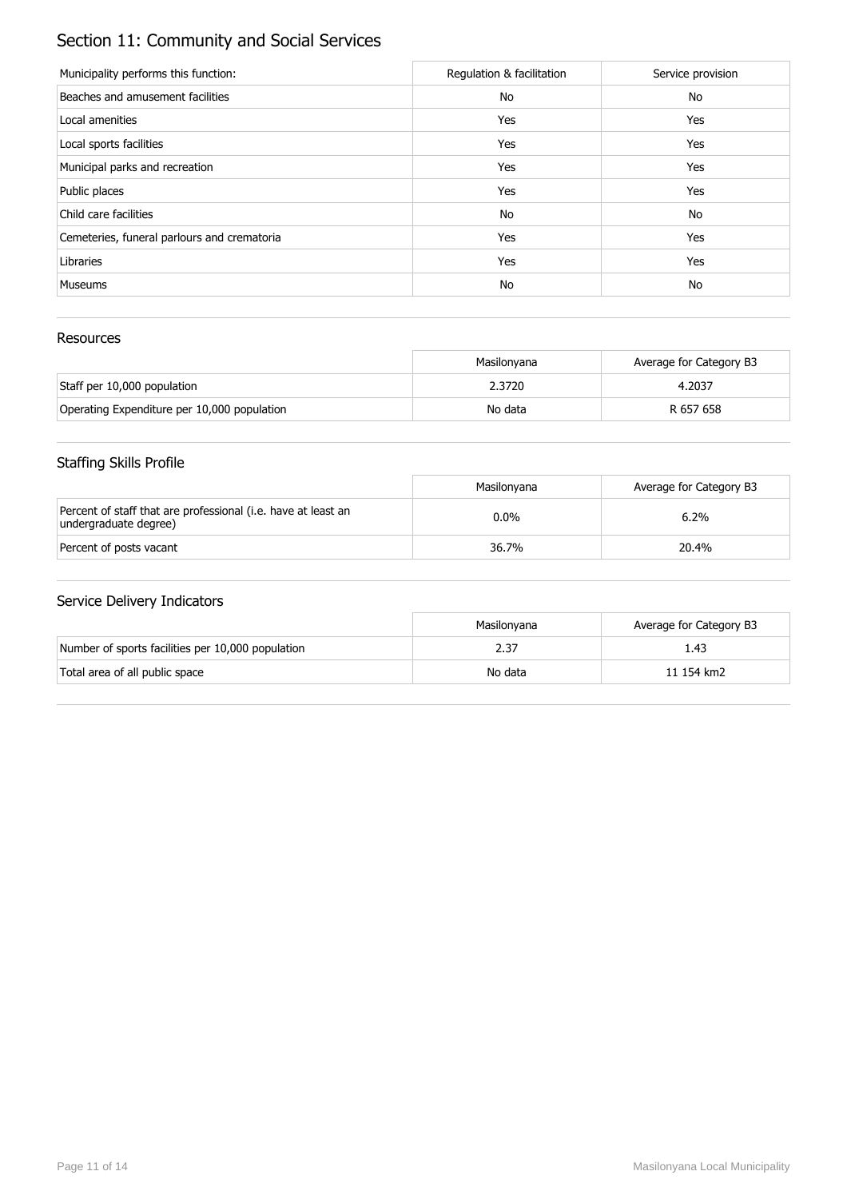# Section 11: Community and Social Services

| Municipality performs this function: | Regulation & facilitation | Service provision |
| --- | --- | --- |
| Beaches and amusement facilities | No | No |
| Local amenities | Yes | Yes |
| Local sports facilities | Yes | Yes |
| Municipal parks and recreation | Yes | Yes |
| Public places | Yes | Yes |
| Child care facilities | No | No |
| Cemeteries, funeral parlours and crematoria | Yes | Yes |
| Libraries | Yes | Yes |
| Museums | No | No |

## Resources

| | Masilonyana | Average for Category B3 |
| --- | --- | --- |
| Staff per 10,000 population | 2.3720 | 4.2037 |
| Operating Expenditure per 10,000 population | No data | R 657 658 |

## Staffing Skills Profile

| | Masilonyana | Average for Category B3 |
| --- | --- | --- |
| Percent of staff that are professional (i.e. have at least an undergraduate degree) | 0.0% | 6.2% |
| Percent of posts vacant | 36.7% | 20.4% |

## Service Delivery Indicators

| | Masilonyana | Average for Category B3 |
| --- | --- | --- |
| Number of sports facilities per 10,000 population | 2.37 | 1.43 |
| Total area of all public space | No data | 11 154 km2 |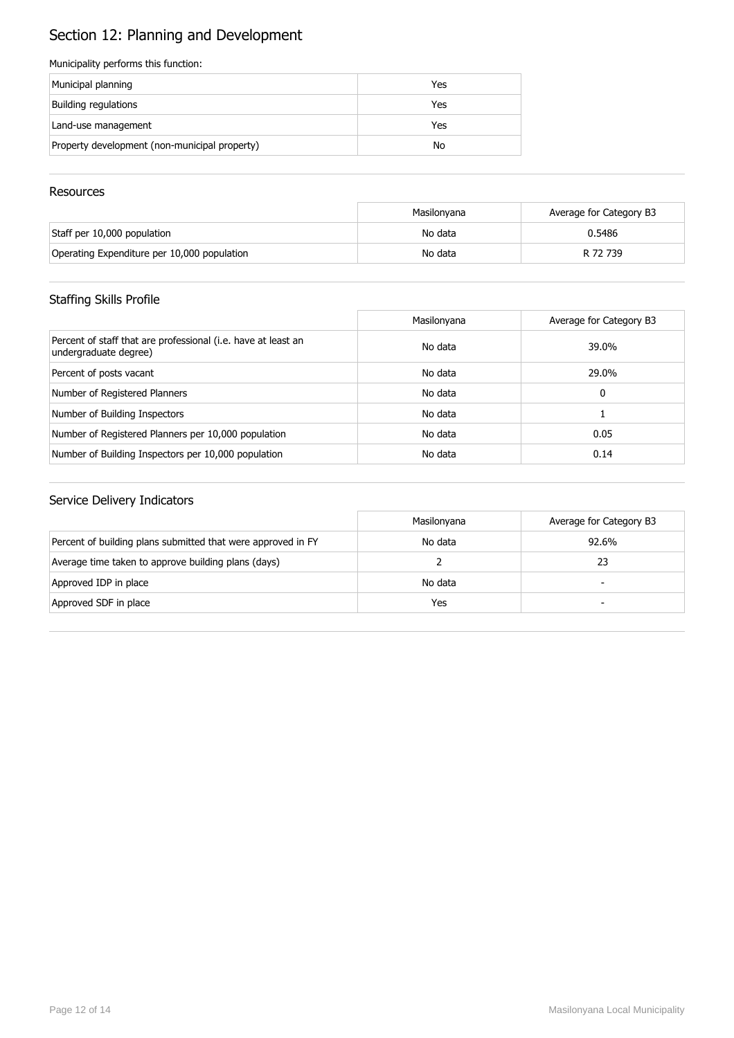# Section 12: Planning and Development

Municipality performs this function:

| | |
|---|---|
| Municipal planning | Yes |
| Building regulations | Yes |
| Land-use management | Yes |
| Property development (non-municipal property) | No |

## Resources

| | Masilonyana | Average for Category B3 |
|---|---|---|
| Staff per 10,000 population | No data | 0.5486 |
| Operating Expenditure per 10,000 population | No data | R 72 739 |

## Staffing Skills Profile

| | Masilonyana | Average for Category B3 |
|---|---|---|
| Percent of staff that are professional (i.e. have at least an undergraduate degree) | No data | 39.0% |
| Percent of posts vacant | No data | 29.0% |
| Number of Registered Planners | No data | 0 |
| Number of Building Inspectors | No data | 1 |
| Number of Registered Planners per 10,000 population | No data | 0.05 |
| Number of Building Inspectors per 10,000 population | No data | 0.14 |

## Service Delivery Indicators

| | Masilonyana | Average for Category B3 |
|---|---|---|
| Percent of building plans submitted that were approved in FY | No data | 92.6% |
| Average time taken to approve building plans (days) | 2 | 23 |
| Approved IDP in place | No data | - |
| Approved SDF in place | Yes | - |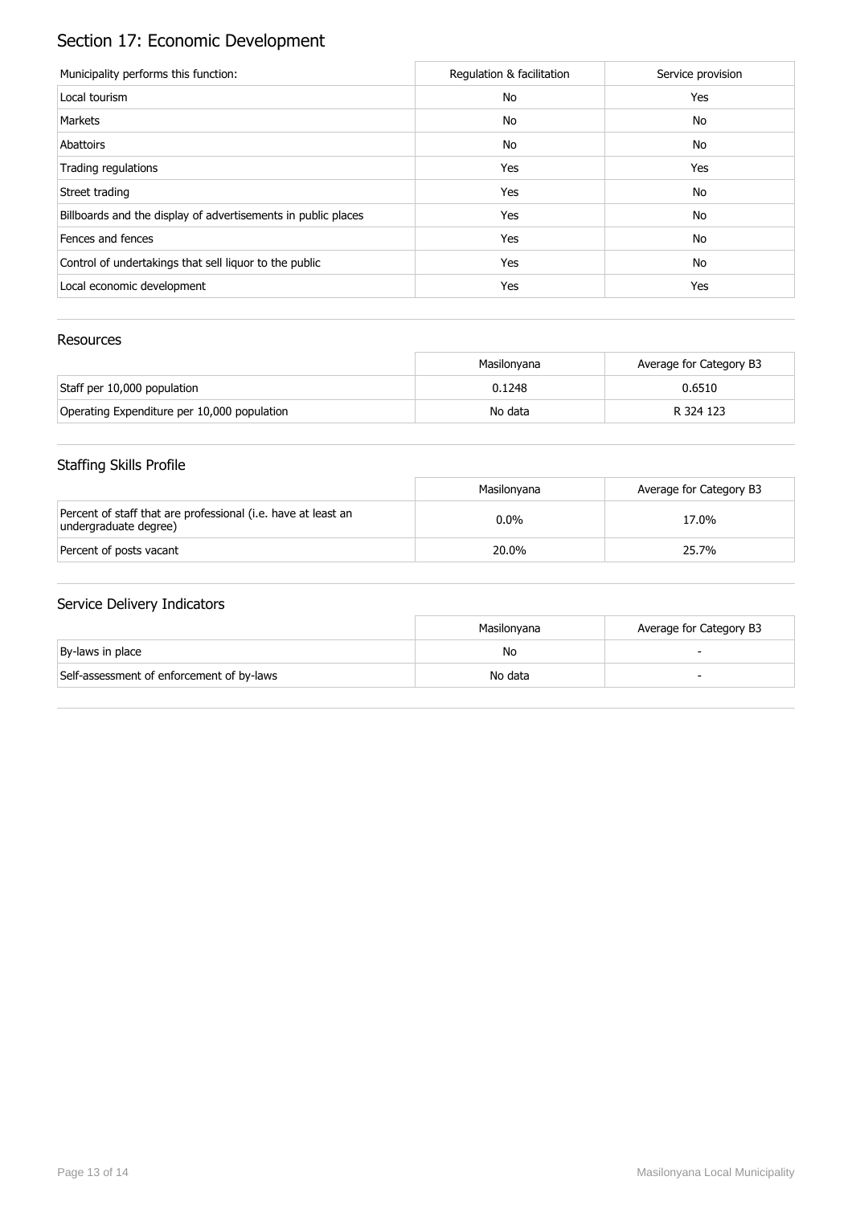# Section 17: Economic Development

| Municipality performs this function: | Regulation & facilitation | Service provision |
|---|---|---|
| Local tourism | No | Yes |
| Markets | No | No |
| Abattoirs | No | No |
| Trading regulations | Yes | Yes |
| Street trading | Yes | No |
| Billboards and the display of advertisements in public places | Yes | No |
| Fences and fences | Yes | No |
| Control of undertakings that sell liquor to the public | Yes | No |
| Local economic development | Yes | Yes |

## Resources

| | Masilonyana | Average for Category B3 |
|---|---|---|
| Staff per 10,000 population | 0.1248 | 0.6510 |
| Operating Expenditure per 10,000 population | No data | R 324 123 |

## Staffing Skills Profile

| | Masilonyana | Average for Category B3 |
|---|---|---|
| Percent of staff that are professional (i.e. have at least an undergraduate degree) | 0.0% | 17.0% |
| Percent of posts vacant | 20.0% | 25.7% |

## Service Delivery Indicators

| | Masilonyana | Average for Category B3 |
|---|---|---|
| By-laws in place | No | - |
| Self-assessment of enforcement of by-laws | No data | - |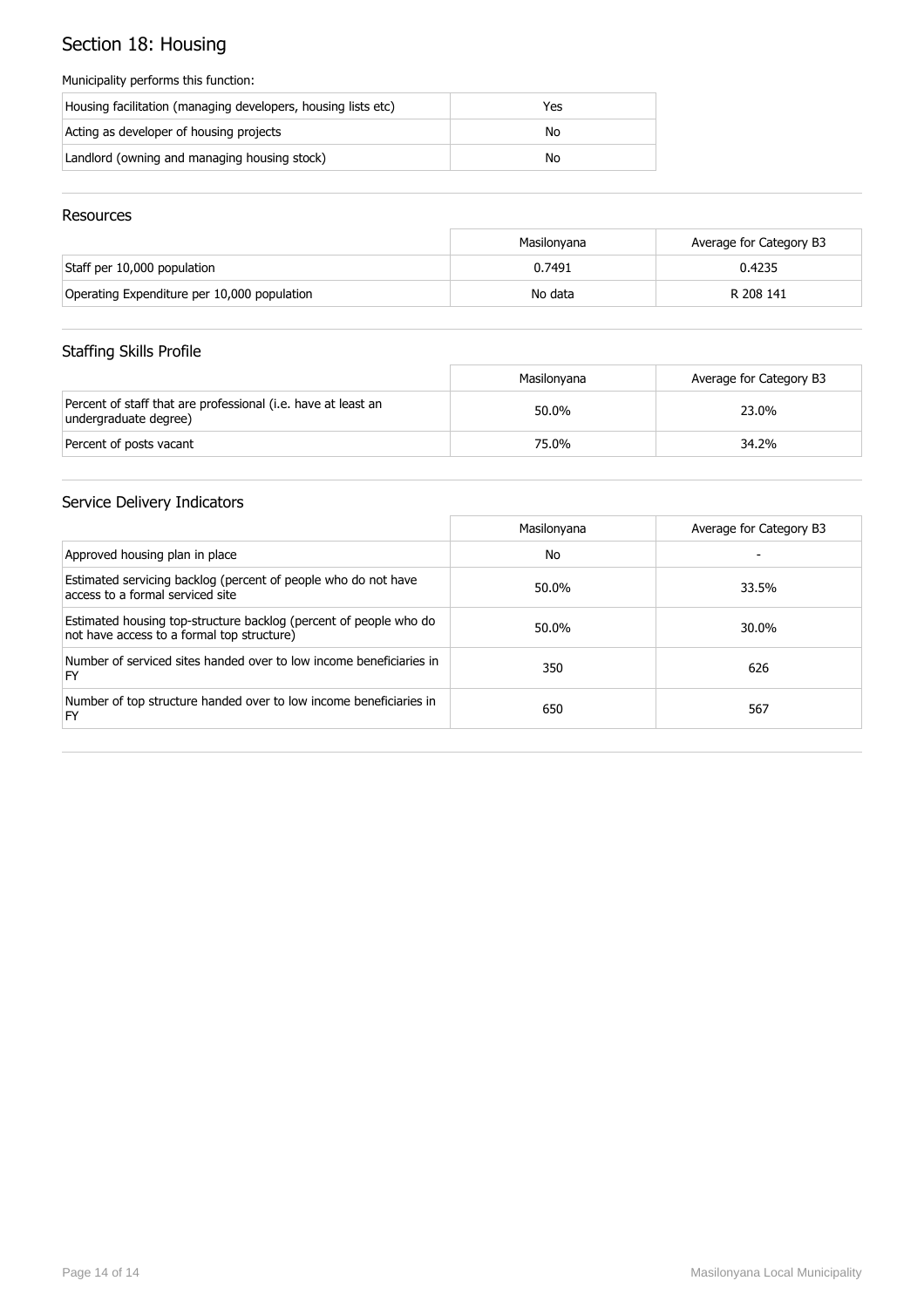# Section 18: Housing

Municipality performs this function:

| | |
|---|---|
| Housing facilitation (managing developers, housing lists etc) | Yes |
| Acting as developer of housing projects | No |
| Landlord (owning and managing housing stock) | No |

## Resources

| | Masilonyana | Average for Category B3 |
|---|---|---|
| Staff per 10,000 population | 0.7491 | 0.4235 |
| Operating Expenditure per 10,000 population | No data | R 208 141 |

## Staffing Skills Profile

| | Masilonyana | Average for Category B3 |
|---|---|---|
| Percent of staff that are professional (i.e. have at least an undergraduate degree) | 50.0% | 23.0% |
| Percent of posts vacant | 75.0% | 34.2% |

## Service Delivery Indicators

| | Masilonyana | Average for Category B3 |
|---|---|---|
| Approved housing plan in place | No | - |
| Estimated servicing backlog (percent of people who do not have access to a formal serviced site | 50.0% | 33.5% |
| Estimated housing top-structure backlog (percent of people who do not have access to a formal top structure) | 50.0% | 30.0% |
| Number of serviced sites handed over to low income beneficiaries in FY | 350 | 626 |
| Number of top structure handed over to low income beneficiaries in FY | 650 | 567 |